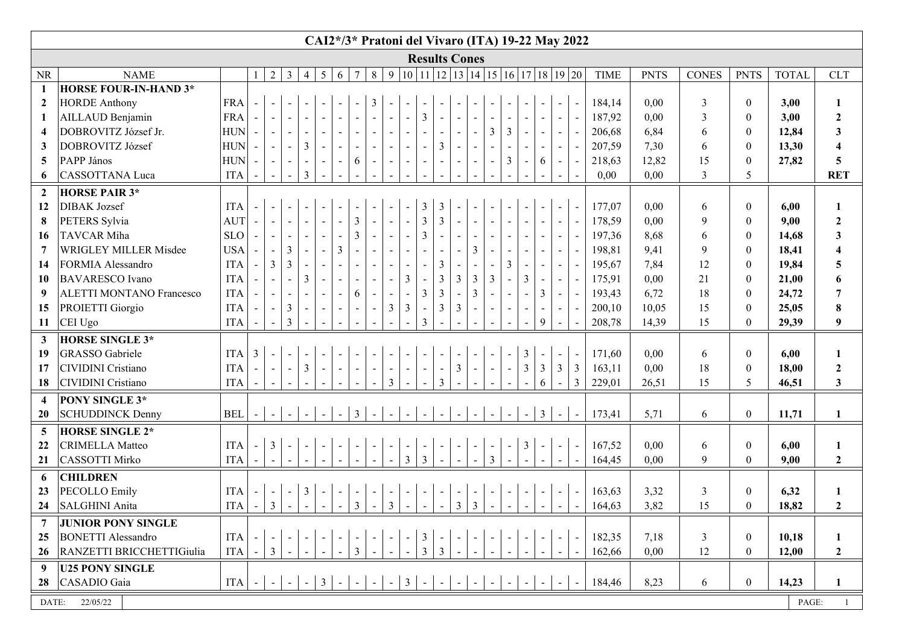# CAI2*/3* Pratoni del Vivaro (ITA) 19-22 May 2022

## Results Cones

| NR | NAME | | 1 | 2 | 3 | 4 | 5 | 6 | 7 | 8 | 9 | 10 | 11 | 12 | 13 | 14 | 15 | 16 | 17 | 18 | 19 | 20 | TIME | PNTS | CONES | PNTS | TOTAL | CLT |
|---|---|---|---|---|---|---|---|---|---|---|---|---|---|---|---|---|---|---|---|---|---|---|---|---|---|---|---|---|
| **1** | **HORSE FOUR-IN-HAND 3*** | | | | | | | | | | | | | | | | | | | | | | | | | | | |
| 2 | HORDE Anthony | FRA | - | - | - | - | - | - | - | 3 | - | - | - | - | - | - | - | - | - | - | - | - | 184,14 | 0,00 | 3 | 0 | **3,00** | **1** |
| 1 | AILLAUD Benjamin | FRA | - | - | - | - | - | - | - | - | - | - | 3 | - | - | - | - | - | - | - | - | - | 187,92 | 0,00 | 3 | 0 | **3,00** | **2** |
| 4 | DOBROVITZ József Jr. | HUN | - | - | - | - | - | - | - | - | - | - | - | - | - | - | 3 | 3 | - | - | - | - | 206,68 | 6,84 | 6 | 0 | **12,84** | **3** |
| 3 | DOBROVITZ József | HUN | - | - | - | 3 | - | - | - | - | - | - | - | 3 | - | - | - | - | - | - | - | - | 207,59 | 7,30 | 6 | 0 | **13,30** | **4** |
| 5 | PAPP János | HUN | - | - | - | - | - | - | 6 | - | - | - | - | - | - | - | - | 3 | - | 6 | - | - | 218,63 | 12,82 | 15 | 0 | **27,82** | **5** |
| 6 | CASSOTTANA Luca | ITA | - | - | - | 3 | - | - | - | - | - | - | - | - | - | - | - | - | - | - | - | - | 0,00 | 0,00 | 3 | 5 | | **RET** |
| **2** | **HORSE PAIR 3*** | | | | | | | | | | | | | | | | | | | | | | | | | | | |
| 12 | DIBAK Jozsef | ITA | - | - | - | - | - | - | - | - | - | - | 3 | 3 | - | - | - | - | - | - | - | - | 177,07 | 0,00 | 6 | 0 | **6,00** | **1** |
| 8 | PETERS Sylvia | AUT | - | - | - | - | - | - | 3 | - | - | - | 3 | 3 | - | - | - | - | - | - | - | - | 178,59 | 0,00 | 9 | 0 | **9,00** | **2** |
| 16 | TAVCAR Miha | SLO | - | - | - | - | - | - | 3 | - | - | - | 3 | - | - | - | - | - | - | - | - | - | 197,36 | 8,68 | 6 | 0 | **14,68** | **3** |
| 7 | WRIGLEY MILLER Misdee | USA | - | - | 3 | - | - | 3 | - | - | - | - | - | - | - | 3 | - | - | - | - | - | - | 198,81 | 9,41 | 9 | 0 | **18,41** | **4** |
| 14 | FORMIA Alessandro | ITA | - | 3 | 3 | - | - | - | - | - | - | - | - | 3 | - | - | 3 | - | - | - | - | - | 195,67 | 7,84 | 12 | 0 | **19,84** | **5** |
| 10 | BAVARESCO Ivano | ITA | - | - | - | 3 | - | - | - | - | - | 3 | - | 3 | 3 | 3 | 3 | - | 3 | - | - | - | 175,91 | 0,00 | 21 | 0 | **21,00** | **6** |
| 9 | ALETTI MONTANO Francesco | ITA | - | - | - | - | - | - | 6 | - | - | - | 3 | 3 | - | 3 | - | - | - | 3 | - | - | 193,43 | 6,72 | 18 | 0 | **24,72** | **7** |
| 15 | PROIETTI Giorgio | ITA | - | - | 3 | - | - | - | - | - | 3 | 3 | - | 3 | 3 | - | - | - | - | - | - | - | 200,10 | 10,05 | 15 | 0 | **25,05** | **8** |
| 11 | CEI Ugo | ITA | - | - | 3 | - | - | - | - | - | - | - | 3 | - | - | - | - | - | - | 9 | - | - | 208,78 | 14,39 | 15 | 0 | **29,39** | **9** |
| **3** | **HORSE SINGLE 3*** | | | | | | | | | | | | | | | | | | | | | | | | | | | |
| 19 | GRASSO Gabriele | ITA | 3 | - | - | - | - | - | - | - | - | - | - | - | - | - | - | - | 3 | - | - | - | 171,60 | 0,00 | 6 | 0 | **6,00** | **1** |
| 17 | CIVIDINI Cristiano | ITA | - | - | - | 3 | - | - | - | - | - | - | - | - | - | 3 | - | - | 3 | 3 | 3 | 3 | 163,11 | 0,00 | 18 | 0 | **18,00** | **2** |
| 18 | CIVIDINI Cristiano | ITA | - | - | - | - | - | - | - | - | 3 | - | - | 3 | - | - | - | - | - | 6 | - | 3 | 229,01 | 26,51 | 15 | 5 | **46,51** | **3** |
| **4** | **PONY SINGLE 3*** | | | | | | | | | | | | | | | | | | | | | | | | | | | |
| 20 | SCHUDDINCK Denny | BEL | - | - | - | - | - | - | 3 | - | - | - | - | - | - | - | - | - | - | 3 | - | - | 173,41 | 5,71 | 6 | 0 | **11,71** | **1** |
| **5** | **HORSE SINGLE 2*** | | | | | | | | | | | | | | | | | | | | | | | | | | | |
| 22 | CRIMELLA Matteo | ITA | - | 3 | - | - | - | - | - | - | - | - | - | - | - | - | - | - | 3 | - | - | - | 167,52 | 0,00 | 6 | 0 | **6,00** | **1** |
| 21 | CASSOTTI Mirko | ITA | - | - | - | - | - | - | - | - | - | 3 | 3 | - | - | - | 3 | - | - | - | - | - | 164,45 | 0,00 | 9 | 0 | **9,00** | **2** |
| **6** | **CHILDREN** | | | | | | | | | | | | | | | | | | | | | | | | | | | |
| 23 | PECOLLO Emily | ITA | - | - | - | 3 | - | - | - | - | - | - | - | - | - | - | - | - | - | - | - | - | 163,63 | 3,32 | 3 | 0 | **6,32** | **1** |
| 24 | SALGHINI Anita | ITA | - | 3 | - | - | - | - | 3 | - | 3 | - | - | - | - | 3 | 3 | - | - | - | - | - | 164,63 | 3,82 | 15 | 0 | **18,82** | **2** |
| **7** | **JUNIOR PONY SINGLE** | | | | | | | | | | | | | | | | | | | | | | | | | | | |
| 25 | BONETTI Alessandro | ITA | - | - | - | - | - | - | - | - | - | - | 3 | - | - | - | - | - | - | - | - | - | 182,35 | 7,18 | 3 | 0 | **10,18** | **1** |
| 26 | RANZETTI BRICCHETTIGiulia | ITA | - | 3 | - | - | - | - | 3 | - | - | - | 3 | 3 | - | - | - | - | - | - | - | - | 162,66 | 0,00 | 12 | 0 | **12,00** | **2** |
| **9** | **U25 PONY SINGLE** | | | | | | | | | | | | | | | | | | | | | | | | | | | |
| 28 | CASADIO Gaia | ITA | - | - | - | - | 3 | - | - | - | - | 3 | - | - | - | - | - | - | - | - | - | - | 184,46 | 8,23 | 6 | 0 | **14,23** | **1** |

DATE: 22/05/22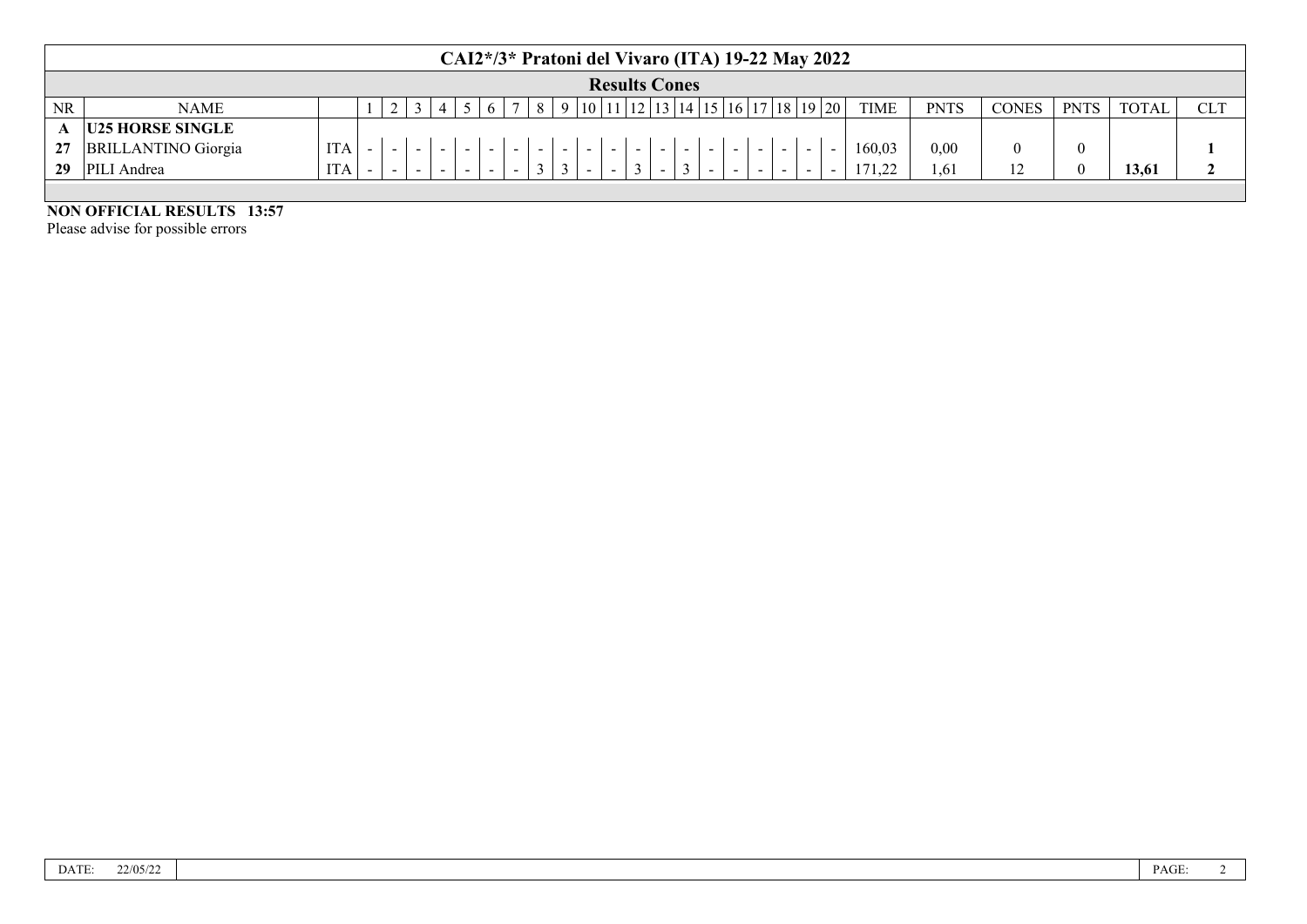# CAI2*/3* Pratoni del Vivaro (ITA) 19-22 May 2022

## Results Cones

| NR | NAME | | 1 | 2 | 3 | 4 | 5 | 6 | 7 | 8 | 9 | 10 | 11 | 12 | 13 | 14 | 15 | 16 | 17 | 18 | 19 | 20 | TIME | PNTS | CONES | PNTS | TOTAL | CLT |
|---|---|---|---|---|---|---|---|---|---|---|---|---|---|---|---|---|---|---|---|---|---|---|---|---|---|---|---|---|
| **A** | **U25 HORSE SINGLE** | | | | | | | | | | | | | | | | | | | | | | | | | | | |
| **27** | BRILLANTINO Giorgia | ITA | - | - | - | - | - | - | - | - | - | - | - | - | - | - | - | - | - | - | - | - | 160,03 | 0,00 | 0 | 0 | | **1** |
| **29** | PILI Andrea | ITA | - | - | - | - | - | - | - | 3 | 3 | - | - | 3 | - | 3 | - | - | - | - | - | - | 171,22 | 1,61 | 12 | 0 | **13,61** | **2** |

**NON OFFICIAL RESULTS 13:57**

Please advise for possible errors